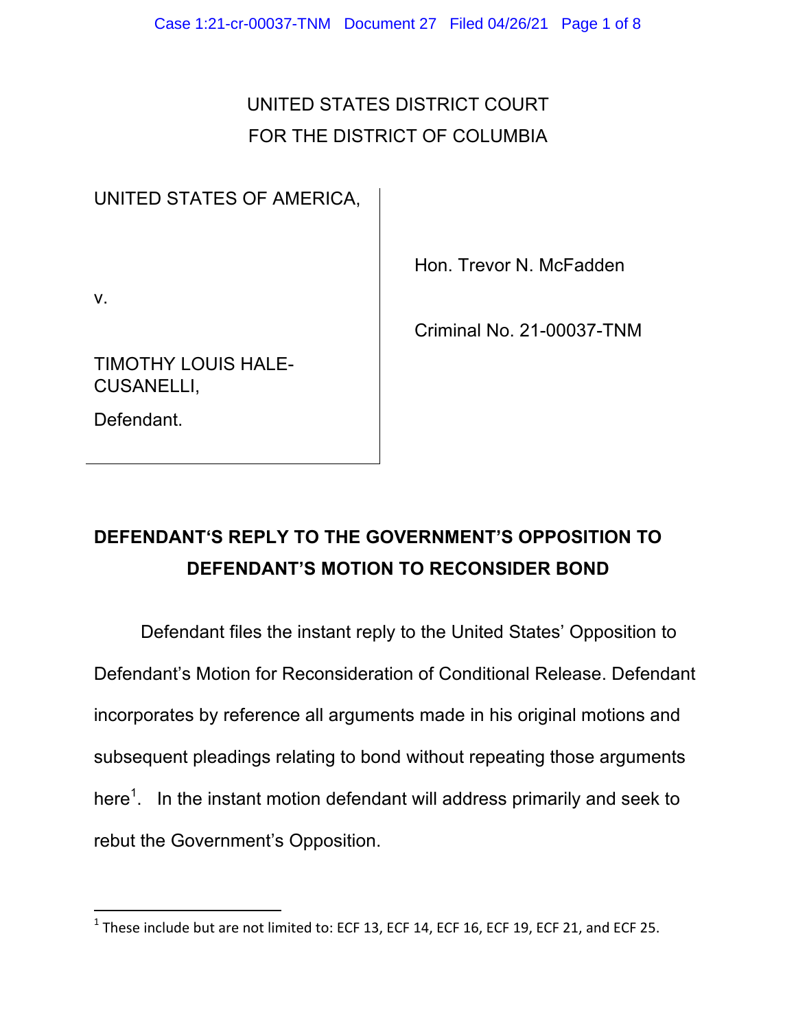UNITED STATES DISTRICT COURT
FOR THE DISTRICT OF COLUMBIA

| | |
|---|---|
| UNITED STATES OF AMERICA, | Hon. Trevor N. McFadden |
| v. | Criminal No. 21-00037-TNM |
| TIMOTHY LOUIS HALE-CUSANELLI, | |
| Defendant. | |

**DEFENDANT'S REPLY TO THE GOVERNMENT'S OPPOSITION TO DEFENDANT'S MOTION TO RECONSIDER BOND**

Defendant files the instant reply to the United States' Opposition to Defendant's Motion for Reconsideration of Conditional Release. Defendant incorporates by reference all arguments made in his original motions and subsequent pleadings relating to bond without repeating those arguments here[1]. In the instant motion defendant will address primarily and seek to rebut the Government's Opposition.

[1] These include but are not limited to: ECF 13, ECF 14, ECF 16, ECF 19, ECF 21, and ECF 25.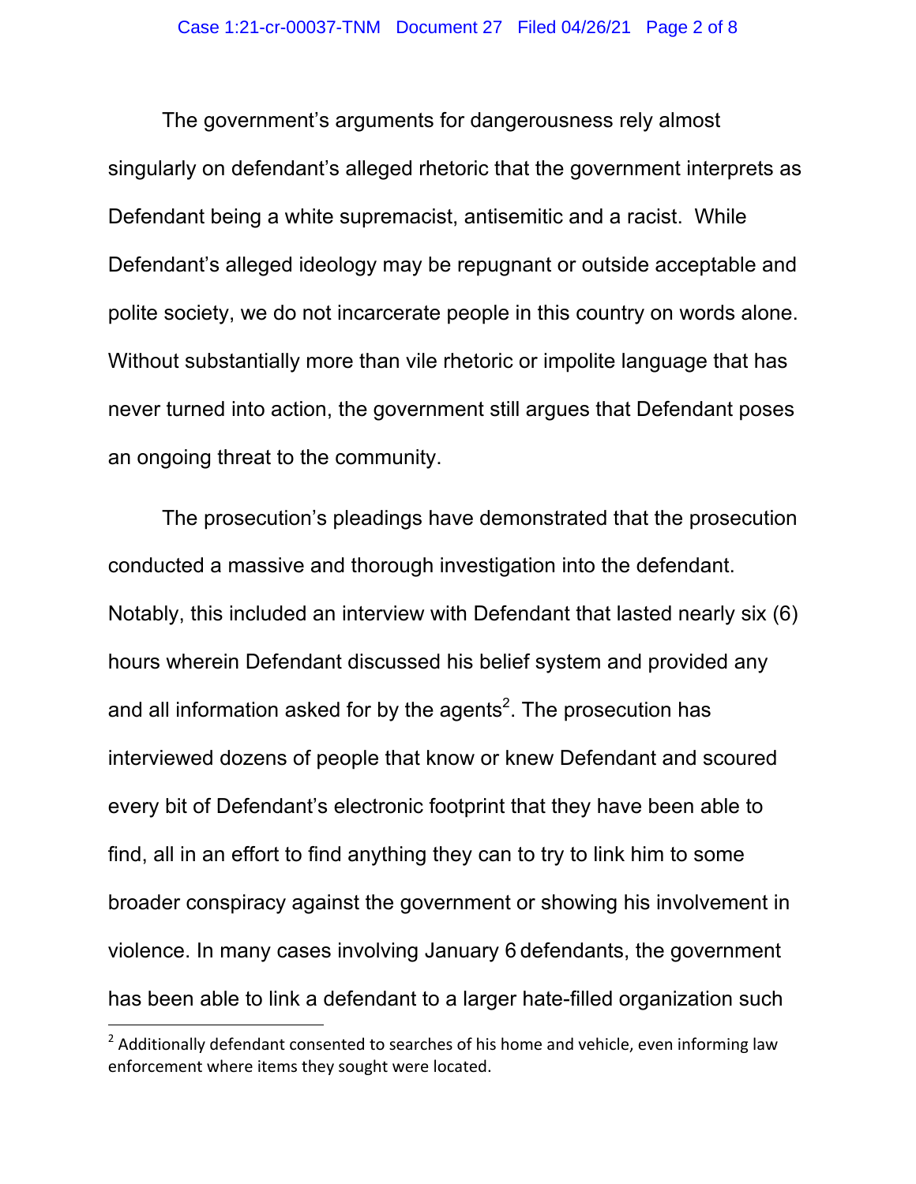The government's arguments for dangerousness rely almost singularly on defendant's alleged rhetoric that the government interprets as Defendant being a white supremacist, antisemitic and a racist. While Defendant's alleged ideology may be repugnant or outside acceptable and polite society, we do not incarcerate people in this country on words alone. Without substantially more than vile rhetoric or impolite language that has never turned into action, the government still argues that Defendant poses an ongoing threat to the community.

The prosecution's pleadings have demonstrated that the prosecution conducted a massive and thorough investigation into the defendant. Notably, this included an interview with Defendant that lasted nearly six (6) hours wherein Defendant discussed his belief system and provided any and all information asked for by the agents[2]. The prosecution has interviewed dozens of people that know or knew Defendant and scoured every bit of Defendant's electronic footprint that they have been able to find, all in an effort to find anything they can to try to link him to some broader conspiracy against the government or showing his involvement in violence. In many cases involving January 6 defendants, the government has been able to link a defendant to a larger hate-filled organization such

[2] Additionally defendant consented to searches of his home and vehicle, even informing law enforcement where items they sought were located.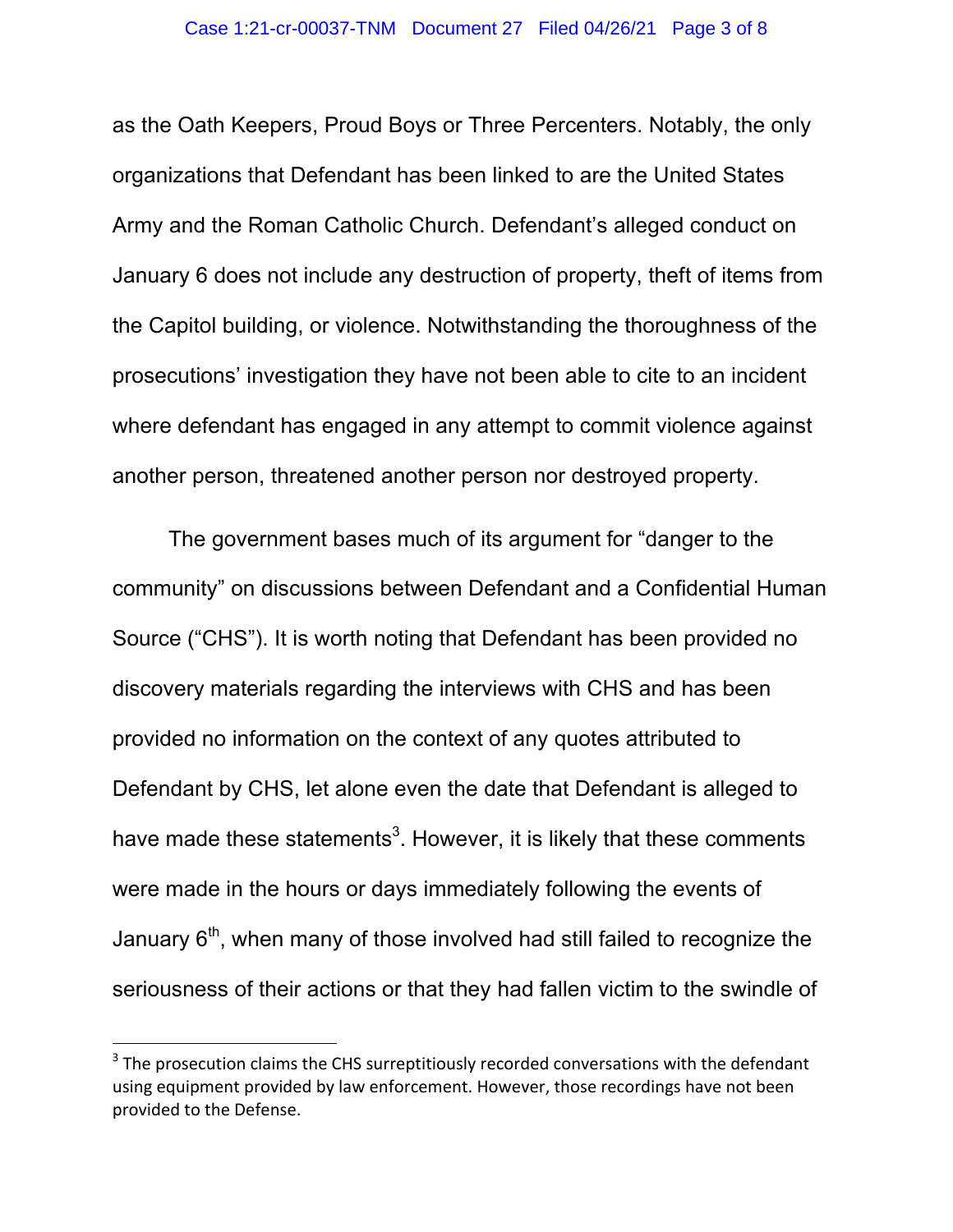as the Oath Keepers, Proud Boys or Three Percenters. Notably, the only organizations that Defendant has been linked to are the United States Army and the Roman Catholic Church. Defendant's alleged conduct on January 6 does not include any destruction of property, theft of items from the Capitol building, or violence. Notwithstanding the thoroughness of the prosecutions' investigation they have not been able to cite to an incident where defendant has engaged in any attempt to commit violence against another person, threatened another person nor destroyed property.

The government bases much of its argument for "danger to the community" on discussions between Defendant and a Confidential Human Source ("CHS"). It is worth noting that Defendant has been provided no discovery materials regarding the interviews with CHS and has been provided no information on the context of any quotes attributed to Defendant by CHS, let alone even the date that Defendant is alleged to have made these statements[3]. However, it is likely that these comments were made in the hours or days immediately following the events of January 6th, when many of those involved had still failed to recognize the seriousness of their actions or that they had fallen victim to the swindle of

[3] The prosecution claims the CHS surreptitiously recorded conversations with the defendant using equipment provided by law enforcement. However, those recordings have not been provided to the Defense.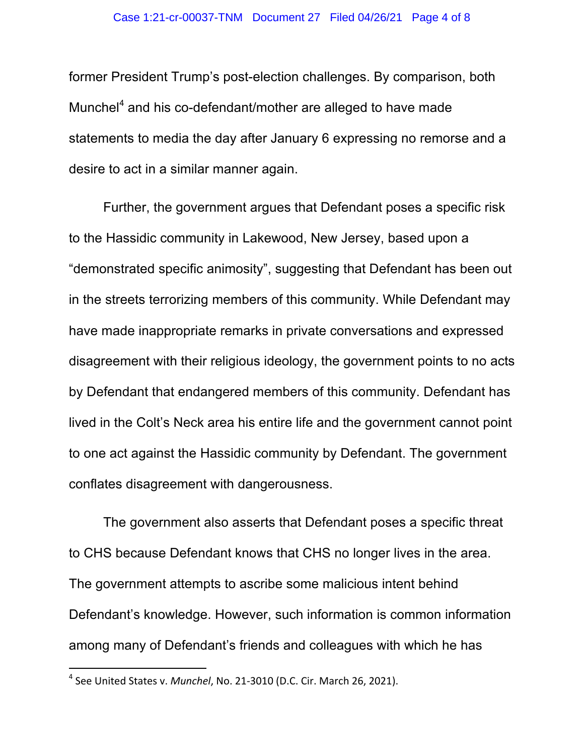former President Trump's post-election challenges. By comparison, both Munchel[4] and his co-defendant/mother are alleged to have made statements to media the day after January 6 expressing no remorse and a desire to act in a similar manner again.

Further, the government argues that Defendant poses a specific risk to the Hassidic community in Lakewood, New Jersey, based upon a "demonstrated specific animosity", suggesting that Defendant has been out in the streets terrorizing members of this community. While Defendant may have made inappropriate remarks in private conversations and expressed disagreement with their religious ideology, the government points to no acts by Defendant that endangered members of this community. Defendant has lived in the Colt's Neck area his entire life and the government cannot point to one act against the Hassidic community by Defendant. The government conflates disagreement with dangerousness.

The government also asserts that Defendant poses a specific threat to CHS because Defendant knows that CHS no longer lives in the area. The government attempts to ascribe some malicious intent behind Defendant's knowledge. However, such information is common information among many of Defendant's friends and colleagues with which he has

---

[4] See United States v. *Munchel*, No. 21-3010 (D.C. Cir. March 26, 2021).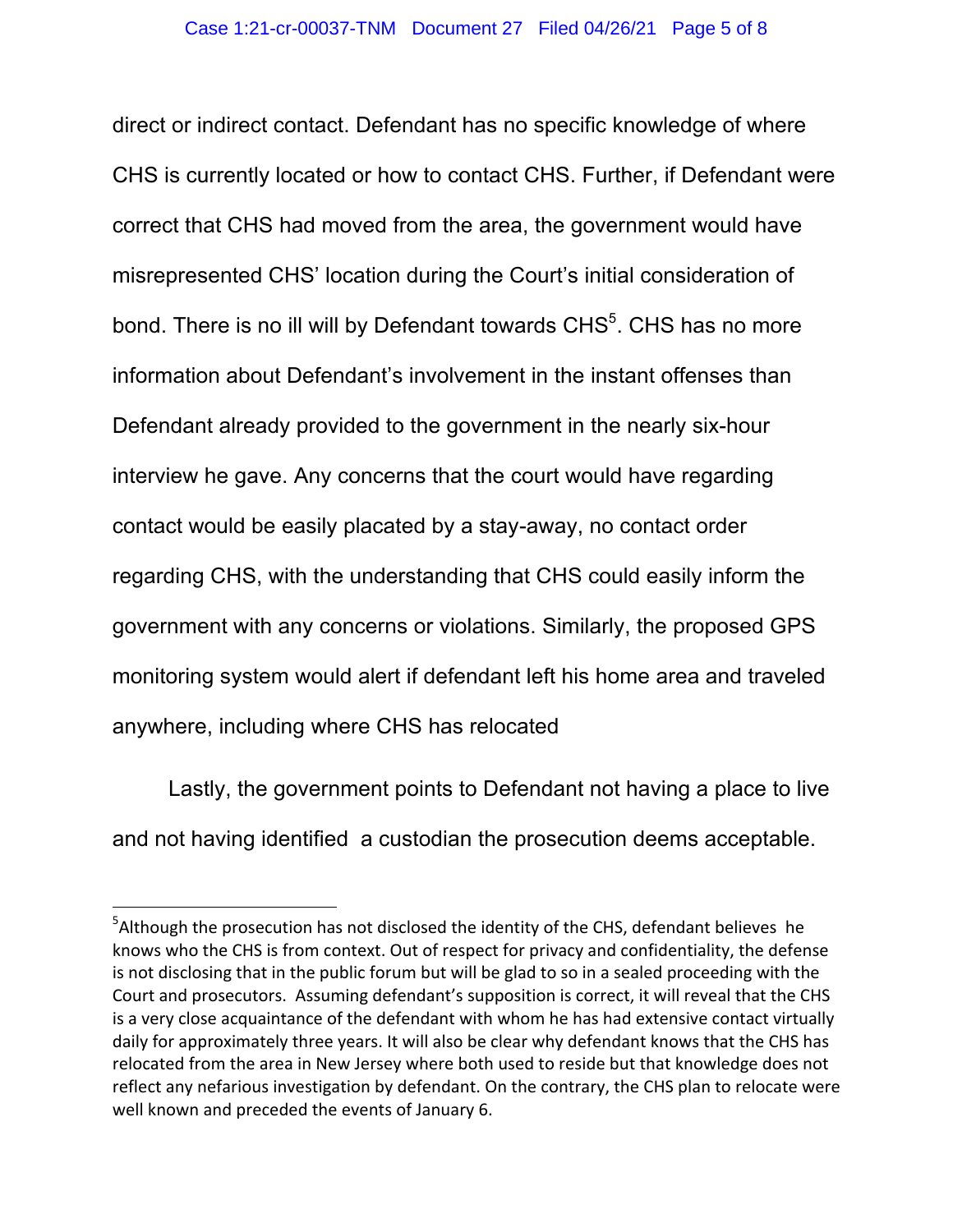direct or indirect contact. Defendant has no specific knowledge of where CHS is currently located or how to contact CHS. Further, if Defendant were correct that CHS had moved from the area, the government would have misrepresented CHS' location during the Court's initial consideration of bond. There is no ill will by Defendant towards CHS[5]. CHS has no more information about Defendant's involvement in the instant offenses than Defendant already provided to the government in the nearly six-hour interview he gave. Any concerns that the court would have regarding contact would be easily placated by a stay-away, no contact order regarding CHS, with the understanding that CHS could easily inform the government with any concerns or violations. Similarly, the proposed GPS monitoring system would alert if defendant left his home area and traveled anywhere, including where CHS has relocated

Lastly, the government points to Defendant not having a place to live and not having identified a custodian the prosecution deems acceptable.

---

[5]Although the prosecution has not disclosed the identity of the CHS, defendant believes he knows who the CHS is from context. Out of respect for privacy and confidentiality, the defense is not disclosing that in the public forum but will be glad to so in a sealed proceeding with the Court and prosecutors. Assuming defendant's supposition is correct, it will reveal that the CHS is a very close acquaintance of the defendant with whom he has had extensive contact virtually daily for approximately three years. It will also be clear why defendant knows that the CHS has relocated from the area in New Jersey where both used to reside but that knowledge does not reflect any nefarious investigation by defendant. On the contrary, the CHS plan to relocate were well known and preceded the events of January 6.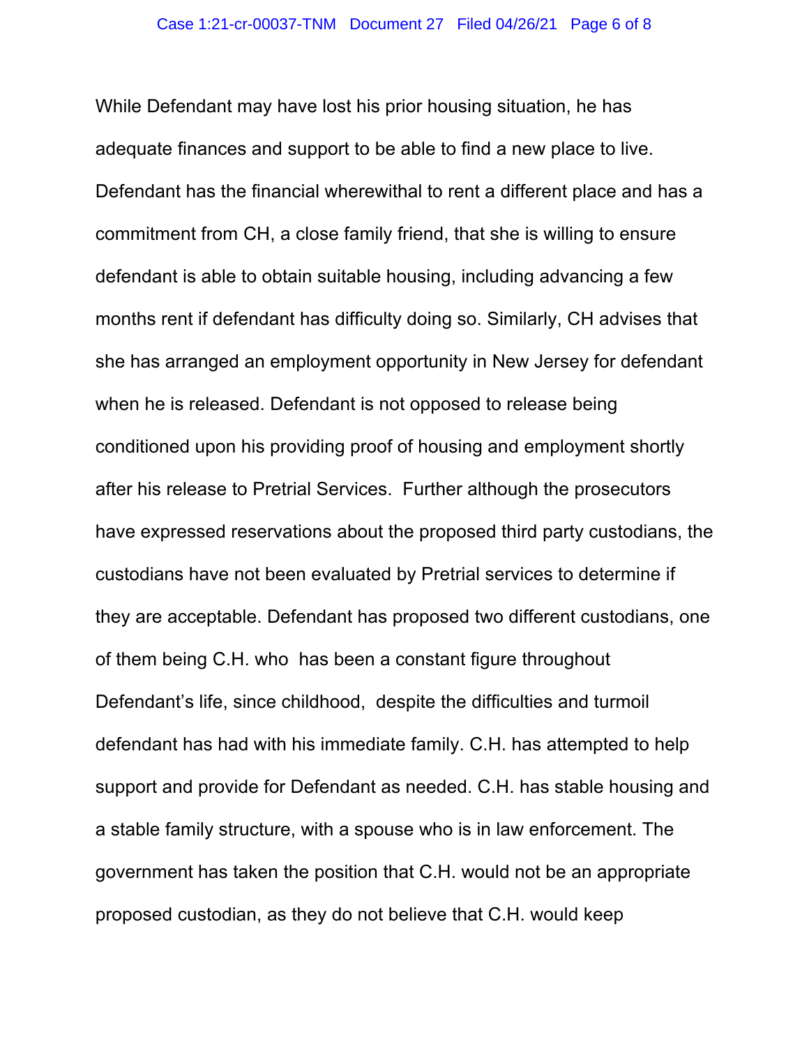While Defendant may have lost his prior housing situation, he has adequate finances and support to be able to find a new place to live. Defendant has the financial wherewithal to rent a different place and has a commitment from CH, a close family friend, that she is willing to ensure defendant is able to obtain suitable housing, including advancing a few months rent if defendant has difficulty doing so. Similarly, CH advises that she has arranged an employment opportunity in New Jersey for defendant when he is released. Defendant is not opposed to release being conditioned upon his providing proof of housing and employment shortly after his release to Pretrial Services. Further although the prosecutors have expressed reservations about the proposed third party custodians, the custodians have not been evaluated by Pretrial services to determine if they are acceptable. Defendant has proposed two different custodians, one of them being C.H. who has been a constant figure throughout Defendant's life, since childhood, despite the difficulties and turmoil defendant has had with his immediate family. C.H. has attempted to help support and provide for Defendant as needed. C.H. has stable housing and a stable family structure, with a spouse who is in law enforcement. The government has taken the position that C.H. would not be an appropriate proposed custodian, as they do not believe that C.H. would keep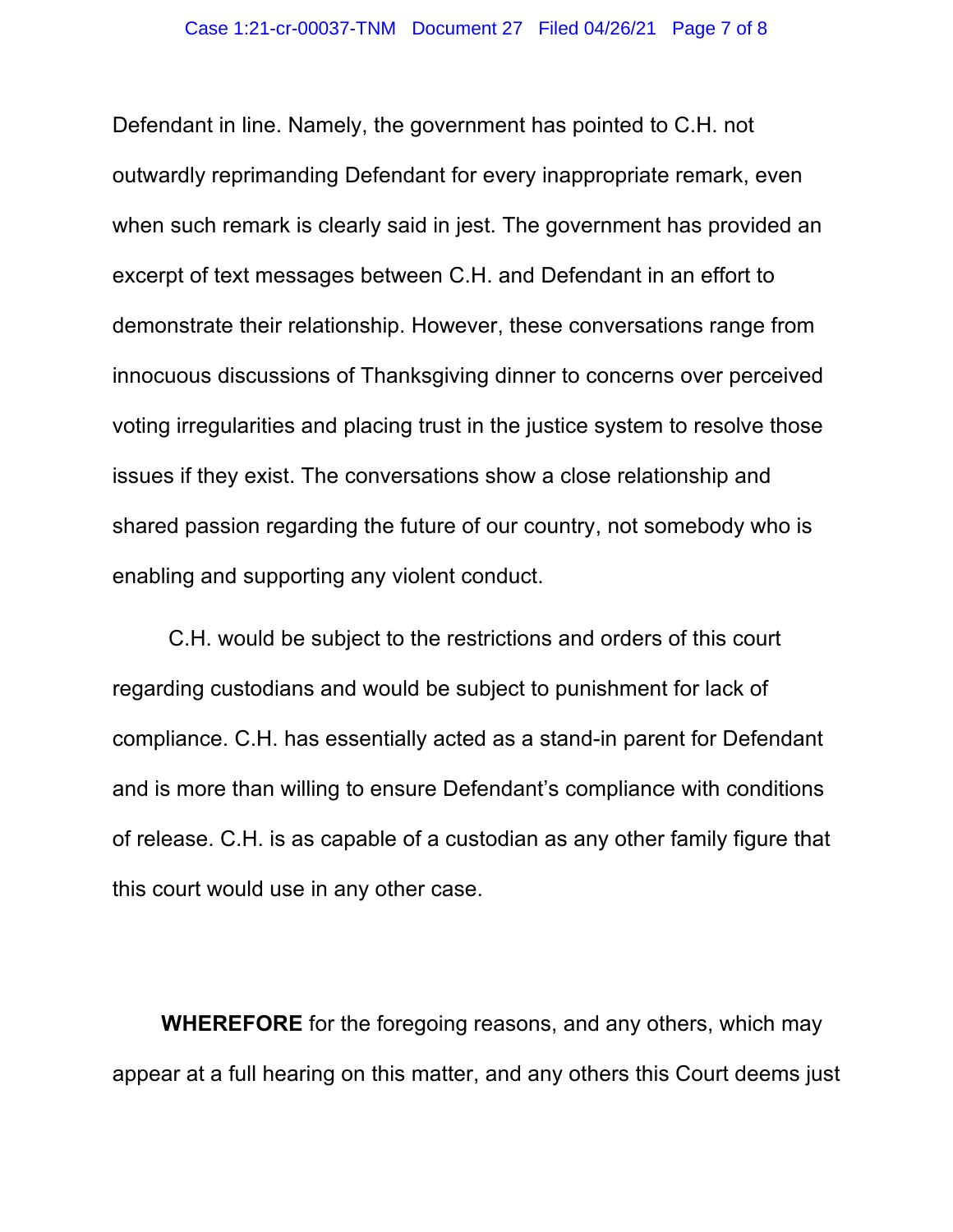Defendant in line. Namely, the government has pointed to C.H. not outwardly reprimanding Defendant for every inappropriate remark, even when such remark is clearly said in jest. The government has provided an excerpt of text messages between C.H. and Defendant in an effort to demonstrate their relationship. However, these conversations range from innocuous discussions of Thanksgiving dinner to concerns over perceived voting irregularities and placing trust in the justice system to resolve those issues if they exist. The conversations show a close relationship and shared passion regarding the future of our country, not somebody who is enabling and supporting any violent conduct.

C.H. would be subject to the restrictions and orders of this court regarding custodians and would be subject to punishment for lack of compliance. C.H. has essentially acted as a stand-in parent for Defendant and is more than willing to ensure Defendant's compliance with conditions of release. C.H. is as capable of a custodian as any other family figure that this court would use in any other case.

**WHEREFORE** for the foregoing reasons, and any others, which may appear at a full hearing on this matter, and any others this Court deems just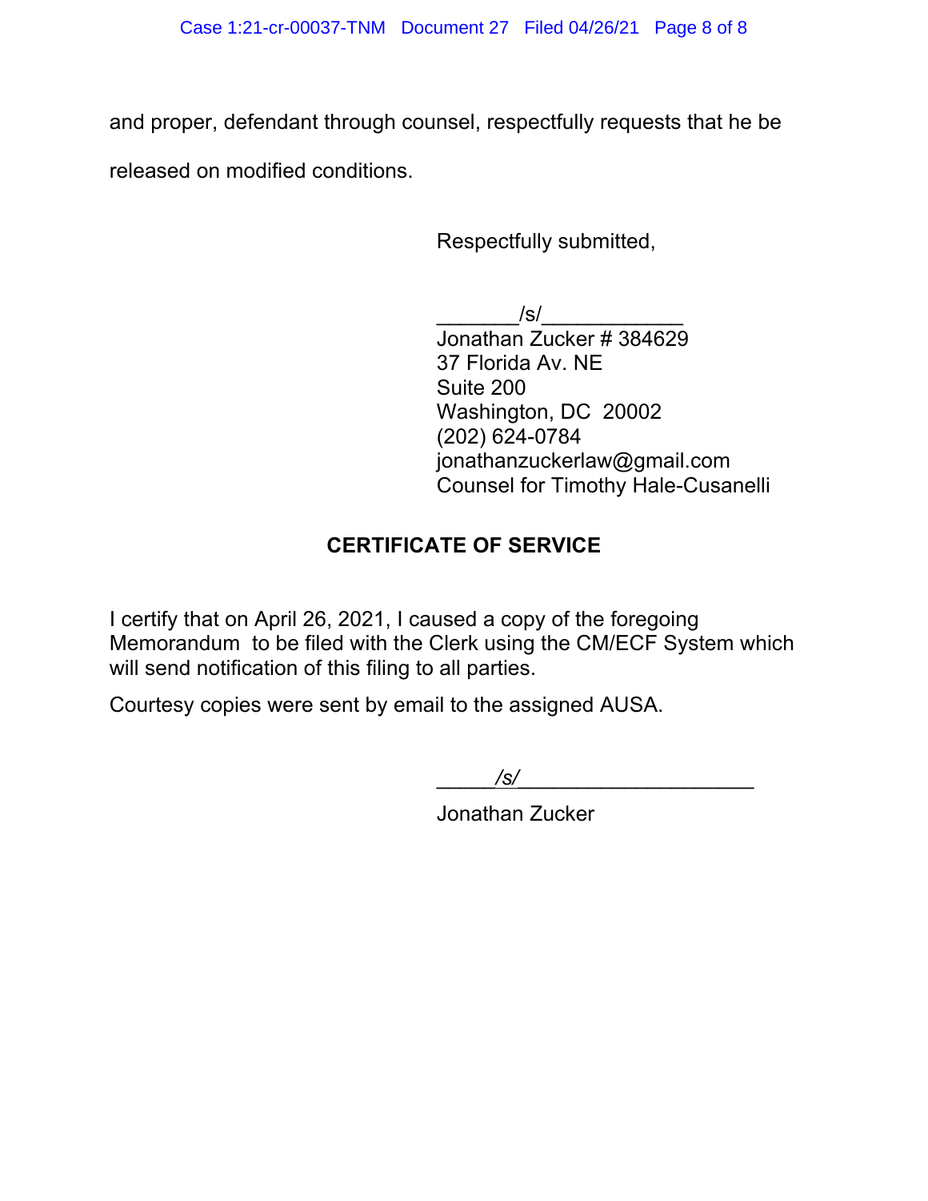and proper, defendant through counsel, respectfully requests that he be released on modified conditions.

Respectfully submitted,

_______/s/____________
Jonathan Zucker # 384629
37 Florida Av. NE
Suite 200
Washington, DC 20002
(202) 624-0784
jonathanzuckerlaw@gmail.com
Counsel for Timothy Hale-Cusanelli

**CERTIFICATE OF SERVICE**

I certify that on April 26, 2021, I caused a copy of the foregoing Memorandum to be filed with the Clerk using the CM/ECF System which will send notification of this filing to all parties.

Courtesy copies were sent by email to the assigned AUSA.

_____/s/____________________
Jonathan Zucker